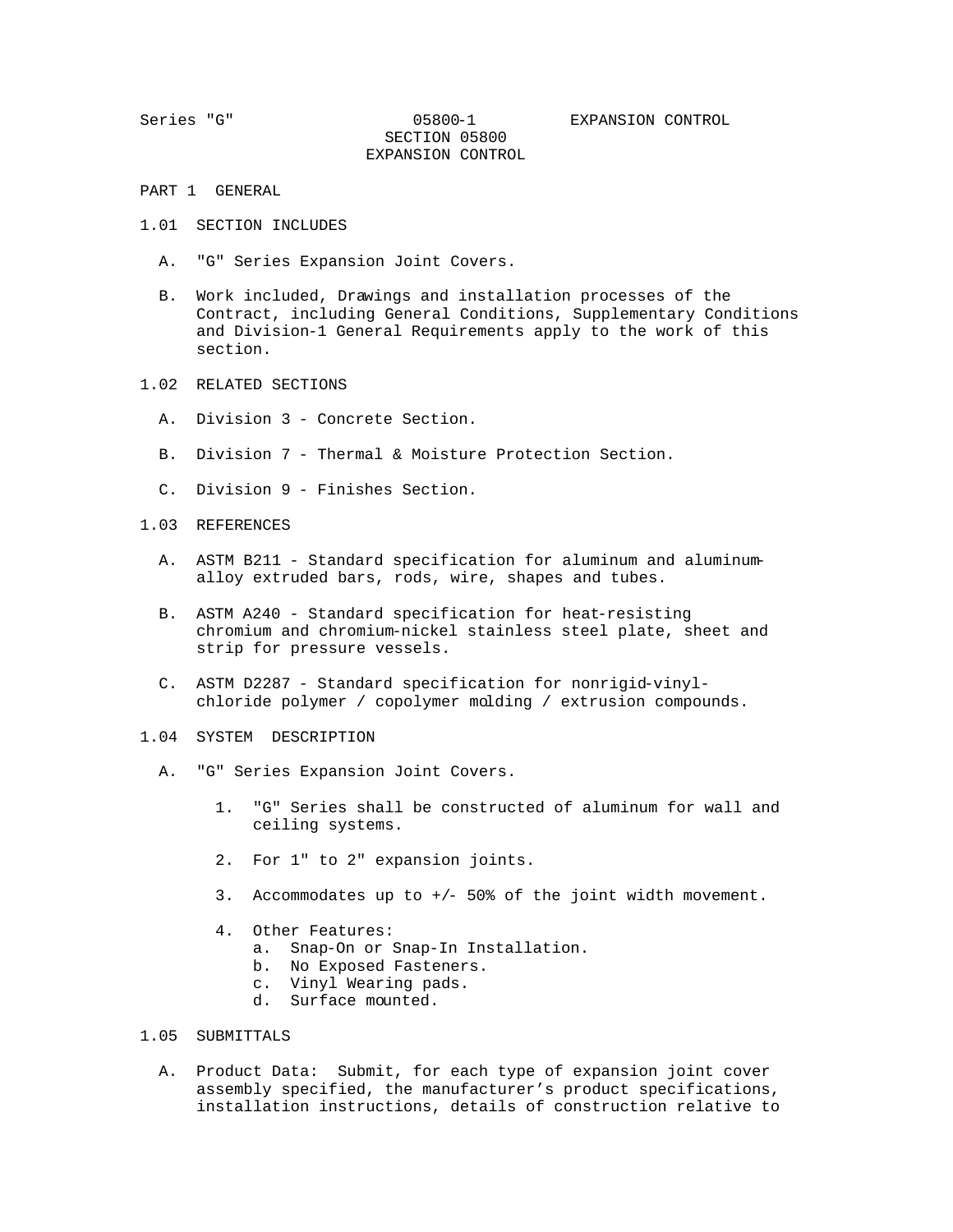# SECTION 05800
# EXPANSION CONTROL

## PART 1 GENERAL

### 1.01 SECTION INCLUDES

A. "G" Series Expansion Joint Covers.

B. Work included, Drawings and installation processes of the Contract, including General Conditions, Supplementary Conditions and Division-1 General Requirements apply to the work of this section.

### 1.02 RELATED SECTIONS

A. Division 3 - Concrete Section.

B. Division 7 - Thermal & Moisture Protection Section.

C. Division 9 - Finishes Section.

### 1.03 REFERENCES

A. ASTM B211 - Standard specification for aluminum and aluminum-alloy extruded bars, rods, wire, shapes and tubes.

B. ASTM A240 - Standard specification for heat-resisting chromium and chromium-nickel stainless steel plate, sheet and strip for pressure vessels.

C. ASTM D2287 - Standard specification for nonrigid-vinyl-chloride polymer / copolymer molding / extrusion compounds.

### 1.04 SYSTEM DESCRIPTION

A. "G" Series Expansion Joint Covers.

1. "G" Series shall be constructed of aluminum for wall and ceiling systems.
2. For 1" to 2" expansion joints.
3. Accommodates up to +/- 50% of the joint width movement.
4. Other Features:
   a. Snap-On or Snap-In Installation.
   b. No Exposed Fasteners.
   c. Vinyl Wearing pads.
   d. Surface mounted.

### 1.05 SUBMITTALS

A. Product Data: Submit, for each type of expansion joint cover assembly specified, the manufacturer's product specifications, installation instructions, details of construction relative to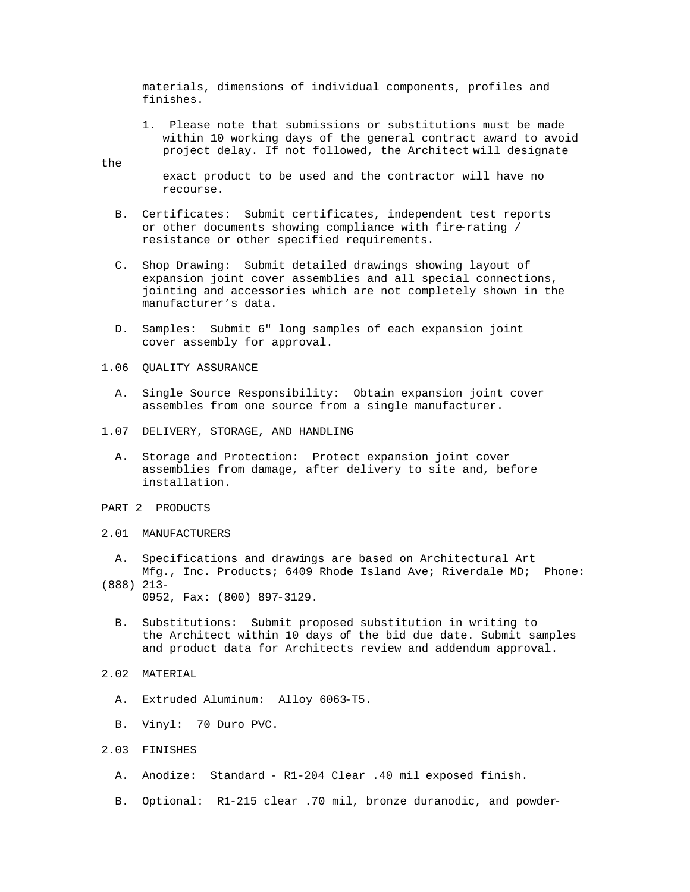materials, dimensions of individual components, profiles and finishes.

1. Please note that submissions or substitutions must be made within 10 working days of the general contract award to avoid project delay. If not followed, the Architect will designate the exact product to be used and the contractor will have no recourse.

B. Certificates: Submit certificates, independent test reports or other documents showing compliance with fire-rating / resistance or other specified requirements.

C. Shop Drawing: Submit detailed drawings showing layout of expansion joint cover assemblies and all special connections, jointing and accessories which are not completely shown in the manufacturer's data.

D. Samples: Submit 6" long samples of each expansion joint cover assembly for approval.

1.06 QUALITY ASSURANCE

A. Single Source Responsibility: Obtain expansion joint cover assembles from one source from a single manufacturer.

1.07 DELIVERY, STORAGE, AND HANDLING

A. Storage and Protection: Protect expansion joint cover assemblies from damage, after delivery to site and, before installation.

PART 2 PRODUCTS

2.01 MANUFACTURERS

A. Specifications and drawings are based on Architectural Art Mfg., Inc. Products; 6409 Rhode Island Ave; Riverdale MD; Phone: (888) 213-0952, Fax: (800) 897-3129.

B. Substitutions: Submit proposed substitution in writing to the Architect within 10 days of the bid due date. Submit samples and product data for Architects review and addendum approval.

2.02 MATERIAL

A. Extruded Aluminum: Alloy 6063-T5.

B. Vinyl: 70 Duro PVC.

2.03 FINISHES

A. Anodize: Standard - R1-204 Clear .40 mil exposed finish.

B. Optional: R1-215 clear .70 mil, bronze duranodic, and powder-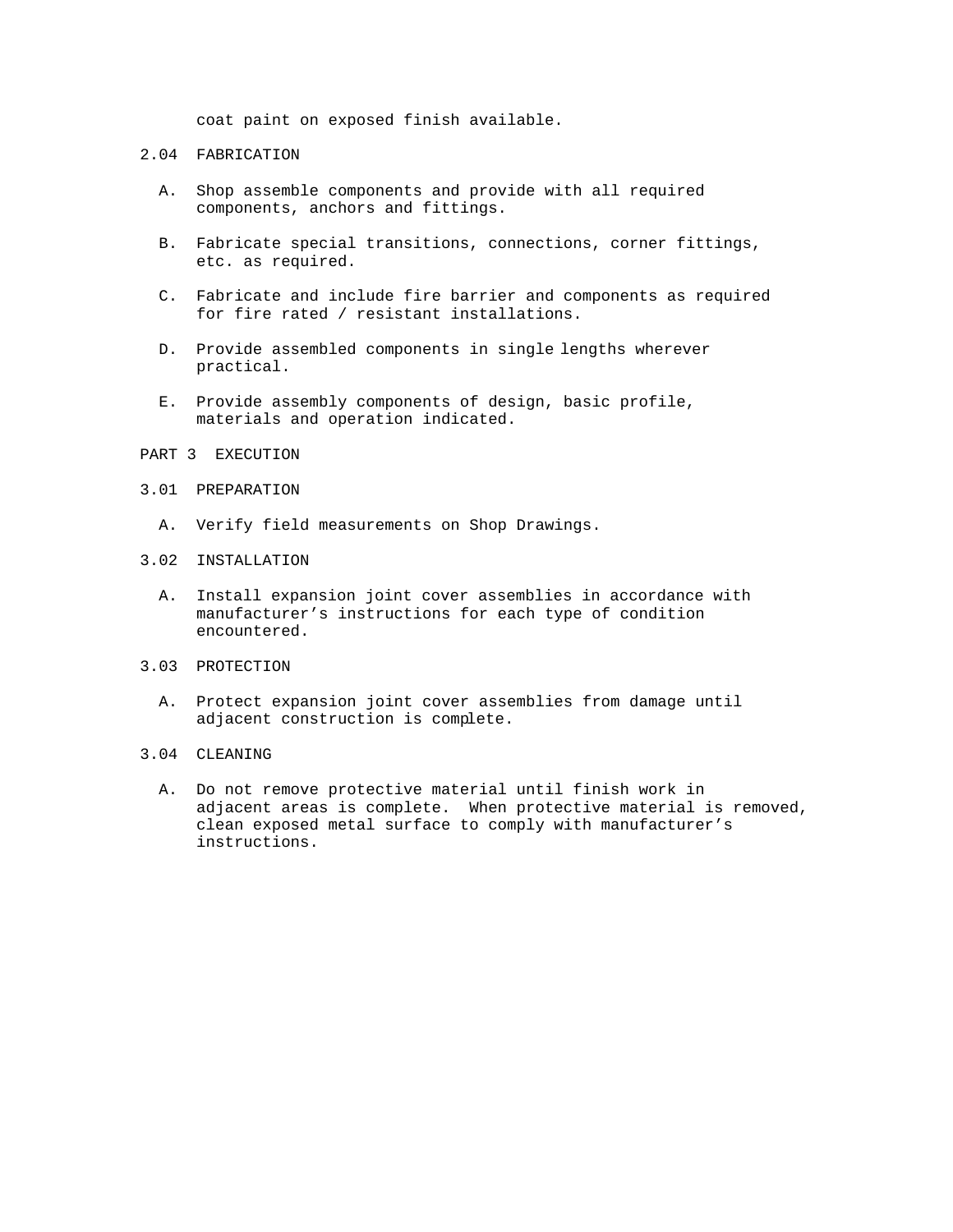coat paint on exposed finish available.

## 2.04 FABRICATION

A. Shop assemble components and provide with all required components, anchors and fittings.

B. Fabricate special transitions, connections, corner fittings, etc. as required.

C. Fabricate and include fire barrier and components as required for fire rated / resistant installations.

D. Provide assembled components in single lengths wherever practical.

E. Provide assembly components of design, basic profile, materials and operation indicated.

# PART 3 EXECUTION

## 3.01 PREPARATION

A. Verify field measurements on Shop Drawings.

## 3.02 INSTALLATION

A. Install expansion joint cover assemblies in accordance with manufacturer's instructions for each type of condition encountered.

## 3.03 PROTECTION

A. Protect expansion joint cover assemblies from damage until adjacent construction is complete.

## 3.04 CLEANING

A. Do not remove protective material until finish work in adjacent areas is complete. When protective material is removed, clean exposed metal surface to comply with manufacturer's instructions.